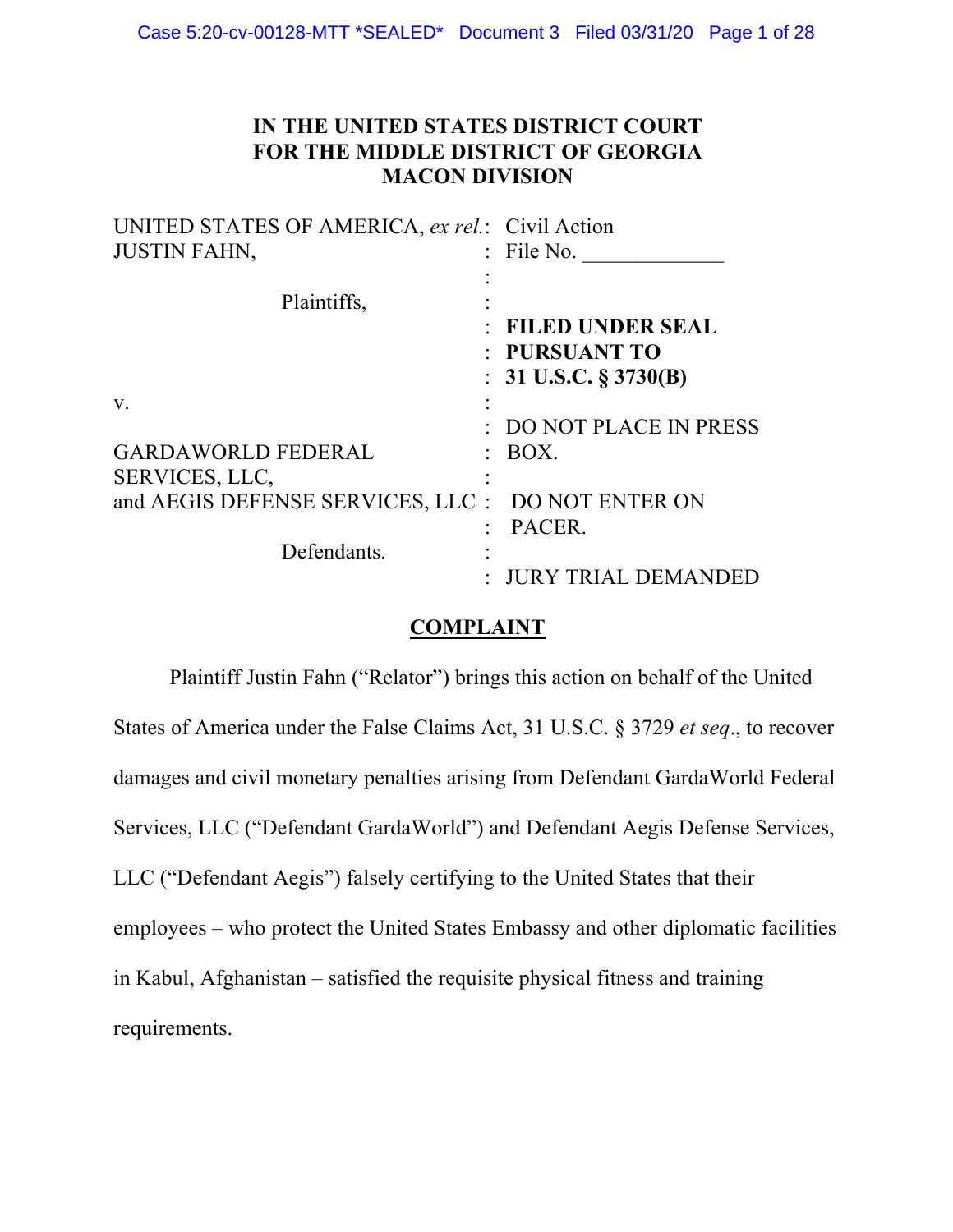**IN THE UNITED STATES DISTRICT COURT**
**FOR THE MIDDLE DISTRICT OF GEORGIA**
**MACON DIVISION**

| | | |
|---|---|---|
| UNITED STATES OF AMERICA, *ex rel.* JUSTIN FAHN, | : | Civil Action File No. _____________ |
| Plaintiffs, | : | **FILED UNDER SEAL PURSUANT TO 31 U.S.C. § 3730(B)** |
| v. | : | DO NOT PLACE IN PRESS BOX. |
| GARDAWORLD FEDERAL SERVICES, LLC, and AEGIS DEFENSE SERVICES, LLC | : | DO NOT ENTER ON PACER. |
| Defendants. | : | JURY TRIAL DEMANDED |

## COMPLAINT

Plaintiff Justin Fahn ("Relator") brings this action on behalf of the United States of America under the False Claims Act, 31 U.S.C. § 3729 *et seq*., to recover damages and civil monetary penalties arising from Defendant GardaWorld Federal Services, LLC ("Defendant GardaWorld") and Defendant Aegis Defense Services, LLC ("Defendant Aegis") falsely certifying to the United States that their employees – who protect the United States Embassy and other diplomatic facilities in Kabul, Afghanistan – satisfied the requisite physical fitness and training requirements.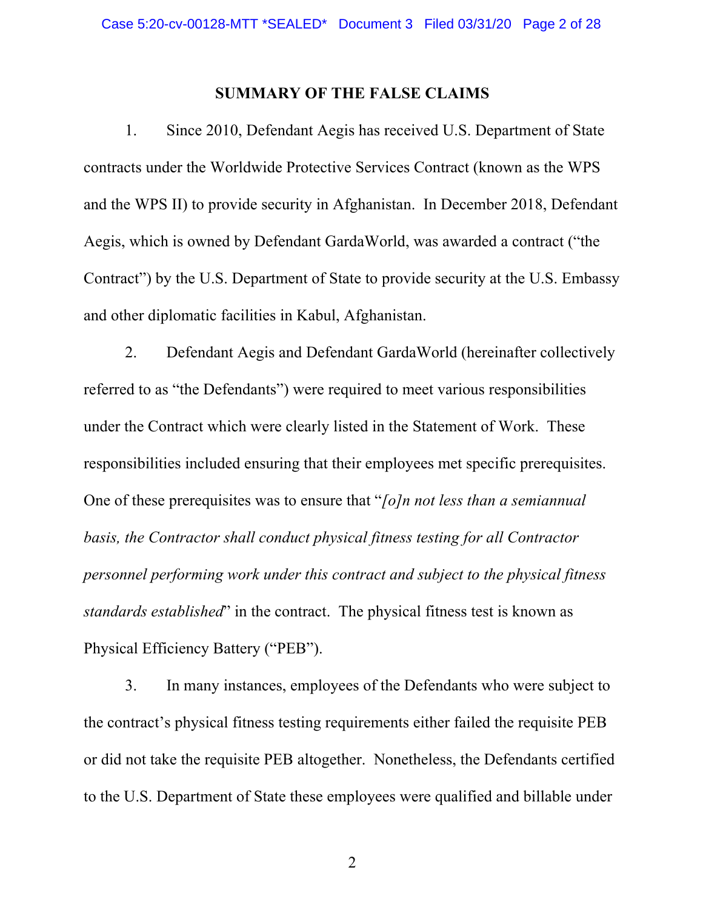## SUMMARY OF THE FALSE CLAIMS

1. Since 2010, Defendant Aegis has received U.S. Department of State contracts under the Worldwide Protective Services Contract (known as the WPS and the WPS II) to provide security in Afghanistan. In December 2018, Defendant Aegis, which is owned by Defendant GardaWorld, was awarded a contract ("the Contract") by the U.S. Department of State to provide security at the U.S. Embassy and other diplomatic facilities in Kabul, Afghanistan.

2. Defendant Aegis and Defendant GardaWorld (hereinafter collectively referred to as "the Defendants") were required to meet various responsibilities under the Contract which were clearly listed in the Statement of Work. These responsibilities included ensuring that their employees met specific prerequisites. One of these prerequisites was to ensure that "*[o]n not less than a semiannual basis, the Contractor shall conduct physical fitness testing for all Contractor personnel performing work under this contract and subject to the physical fitness standards established*" in the contract. The physical fitness test is known as Physical Efficiency Battery ("PEB").

3. In many instances, employees of the Defendants who were subject to the contract's physical fitness testing requirements either failed the requisite PEB or did not take the requisite PEB altogether. Nonetheless, the Defendants certified to the U.S. Department of State these employees were qualified and billable under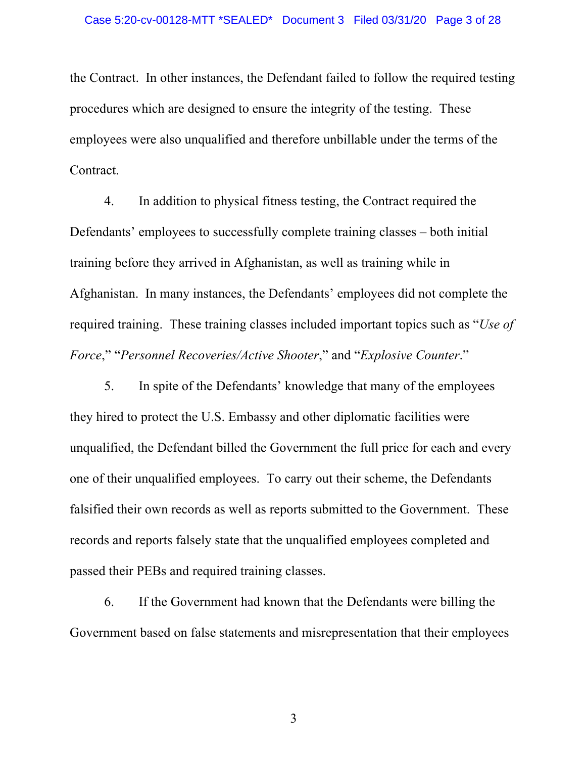the Contract. In other instances, the Defendant failed to follow the required testing procedures which are designed to ensure the integrity of the testing. These employees were also unqualified and therefore unbillable under the terms of the Contract.

4. In addition to physical fitness testing, the Contract required the Defendants' employees to successfully complete training classes – both initial training before they arrived in Afghanistan, as well as training while in Afghanistan. In many instances, the Defendants' employees did not complete the required training. These training classes included important topics such as "*Use of Force*," "*Personnel Recoveries/Active Shooter*," and "*Explosive Counter*."

5. In spite of the Defendants' knowledge that many of the employees they hired to protect the U.S. Embassy and other diplomatic facilities were unqualified, the Defendant billed the Government the full price for each and every one of their unqualified employees. To carry out their scheme, the Defendants falsified their own records as well as reports submitted to the Government. These records and reports falsely state that the unqualified employees completed and passed their PEBs and required training classes.

6. If the Government had known that the Defendants were billing the Government based on false statements and misrepresentation that their employees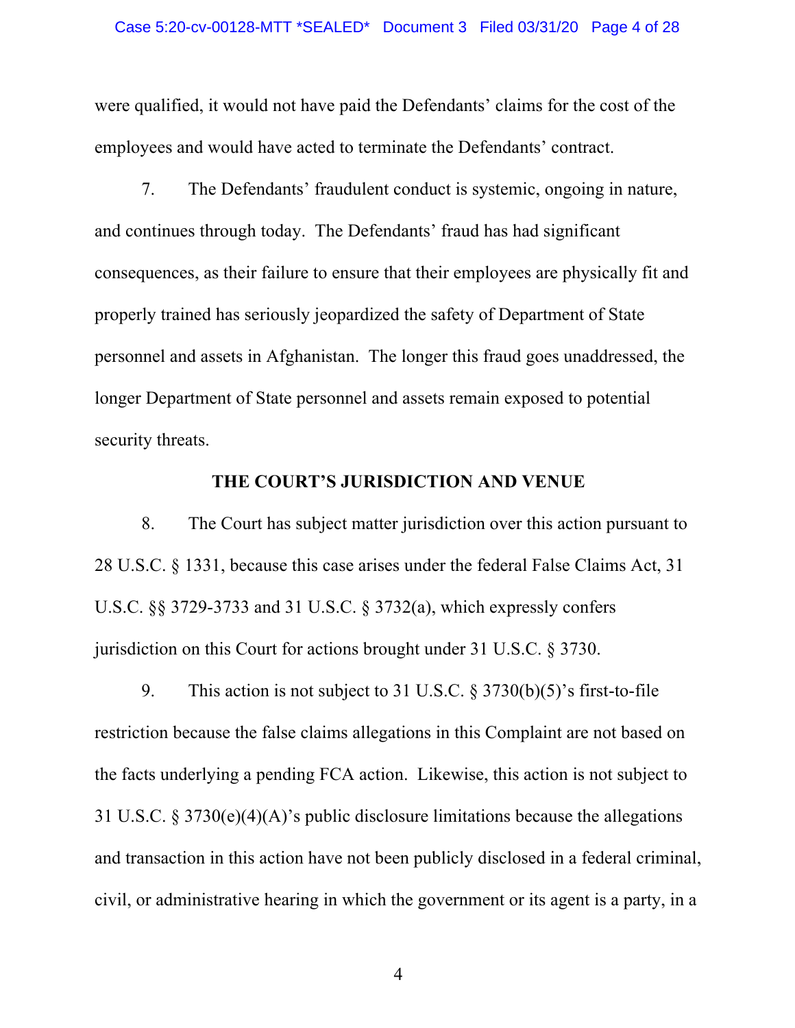were qualified, it would not have paid the Defendants' claims for the cost of the employees and would have acted to terminate the Defendants' contract.

7. The Defendants' fraudulent conduct is systemic, ongoing in nature, and continues through today. The Defendants' fraud has had significant consequences, as their failure to ensure that their employees are physically fit and properly trained has seriously jeopardized the safety of Department of State personnel and assets in Afghanistan. The longer this fraud goes unaddressed, the longer Department of State personnel and assets remain exposed to potential security threats.

## THE COURT'S JURISDICTION AND VENUE

8. The Court has subject matter jurisdiction over this action pursuant to 28 U.S.C. § 1331, because this case arises under the federal False Claims Act, 31 U.S.C. §§ 3729-3733 and 31 U.S.C. § 3732(a), which expressly confers jurisdiction on this Court for actions brought under 31 U.S.C. § 3730.

9. This action is not subject to 31 U.S.C. § 3730(b)(5)'s first-to-file restriction because the false claims allegations in this Complaint are not based on the facts underlying a pending FCA action. Likewise, this action is not subject to 31 U.S.C. § 3730(e)(4)(A)'s public disclosure limitations because the allegations and transaction in this action have not been publicly disclosed in a federal criminal, civil, or administrative hearing in which the government or its agent is a party, in a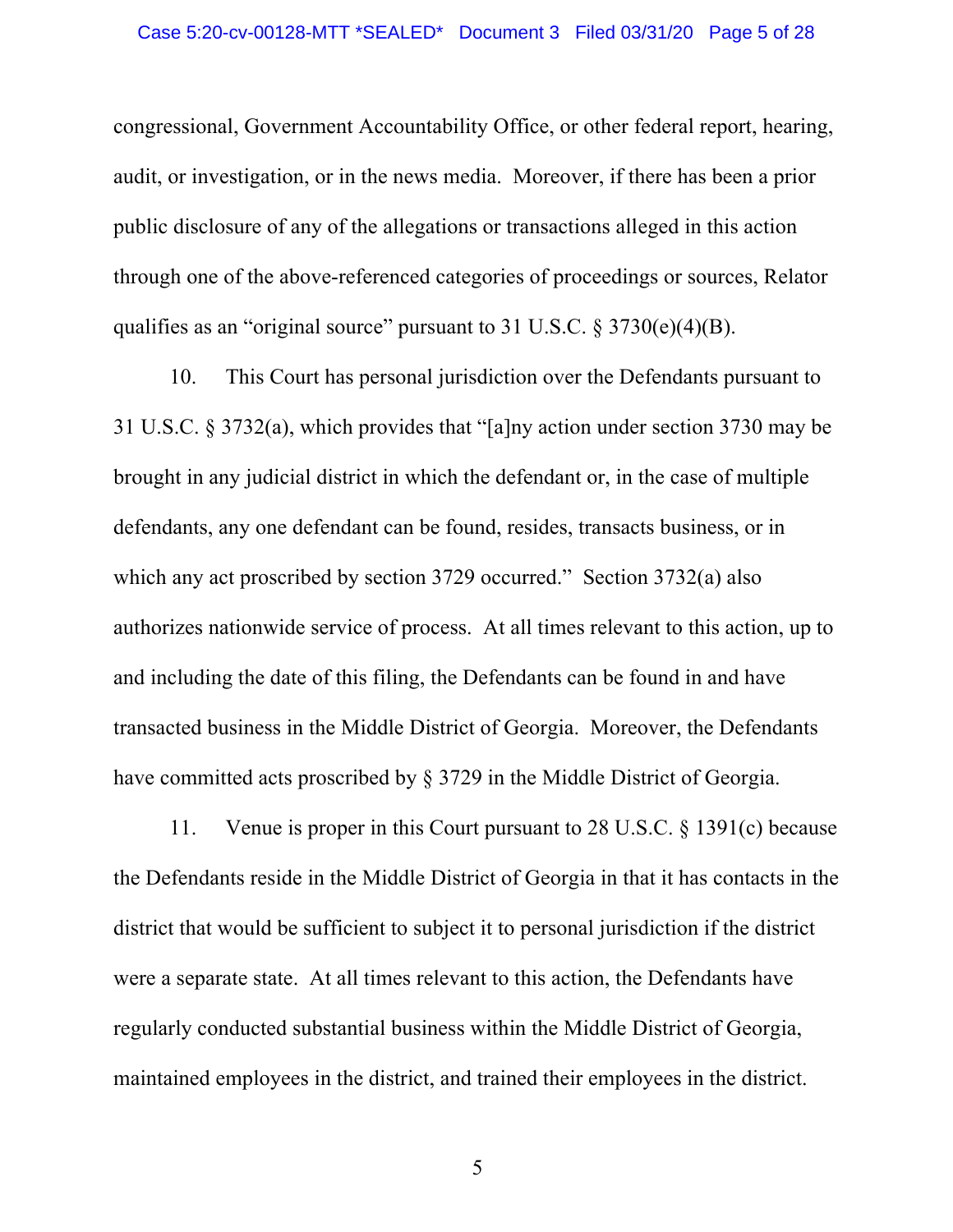congressional, Government Accountability Office, or other federal report, hearing, audit, or investigation, or in the news media. Moreover, if there has been a prior public disclosure of any of the allegations or transactions alleged in this action through one of the above-referenced categories of proceedings or sources, Relator qualifies as an "original source" pursuant to 31 U.S.C. § 3730(e)(4)(B).

10. This Court has personal jurisdiction over the Defendants pursuant to 31 U.S.C. § 3732(a), which provides that "[a]ny action under section 3730 may be brought in any judicial district in which the defendant or, in the case of multiple defendants, any one defendant can be found, resides, transacts business, or in which any act proscribed by section 3729 occurred." Section 3732(a) also authorizes nationwide service of process. At all times relevant to this action, up to and including the date of this filing, the Defendants can be found in and have transacted business in the Middle District of Georgia. Moreover, the Defendants have committed acts proscribed by § 3729 in the Middle District of Georgia.

11. Venue is proper in this Court pursuant to 28 U.S.C. § 1391(c) because the Defendants reside in the Middle District of Georgia in that it has contacts in the district that would be sufficient to subject it to personal jurisdiction if the district were a separate state. At all times relevant to this action, the Defendants have regularly conducted substantial business within the Middle District of Georgia, maintained employees in the district, and trained their employees in the district.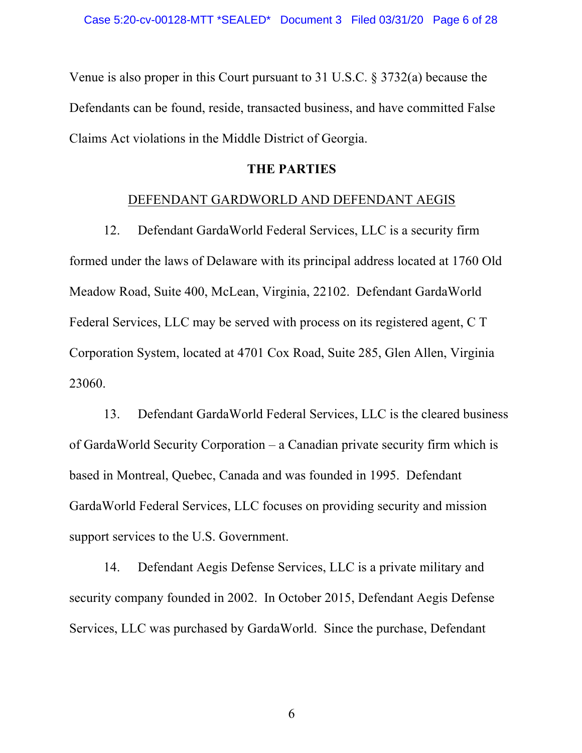Venue is also proper in this Court pursuant to 31 U.S.C. § 3732(a) because the Defendants can be found, reside, transacted business, and have committed False Claims Act violations in the Middle District of Georgia.

## THE PARTIES

### DEFENDANT GARDWORLD AND DEFENDANT AEGIS

12. Defendant GardaWorld Federal Services, LLC is a security firm formed under the laws of Delaware with its principal address located at 1760 Old Meadow Road, Suite 400, McLean, Virginia, 22102. Defendant GardaWorld Federal Services, LLC may be served with process on its registered agent, C T Corporation System, located at 4701 Cox Road, Suite 285, Glen Allen, Virginia 23060.

13. Defendant GardaWorld Federal Services, LLC is the cleared business of GardaWorld Security Corporation – a Canadian private security firm which is based in Montreal, Quebec, Canada and was founded in 1995. Defendant GardaWorld Federal Services, LLC focuses on providing security and mission support services to the U.S. Government.

14. Defendant Aegis Defense Services, LLC is a private military and security company founded in 2002. In October 2015, Defendant Aegis Defense Services, LLC was purchased by GardaWorld. Since the purchase, Defendant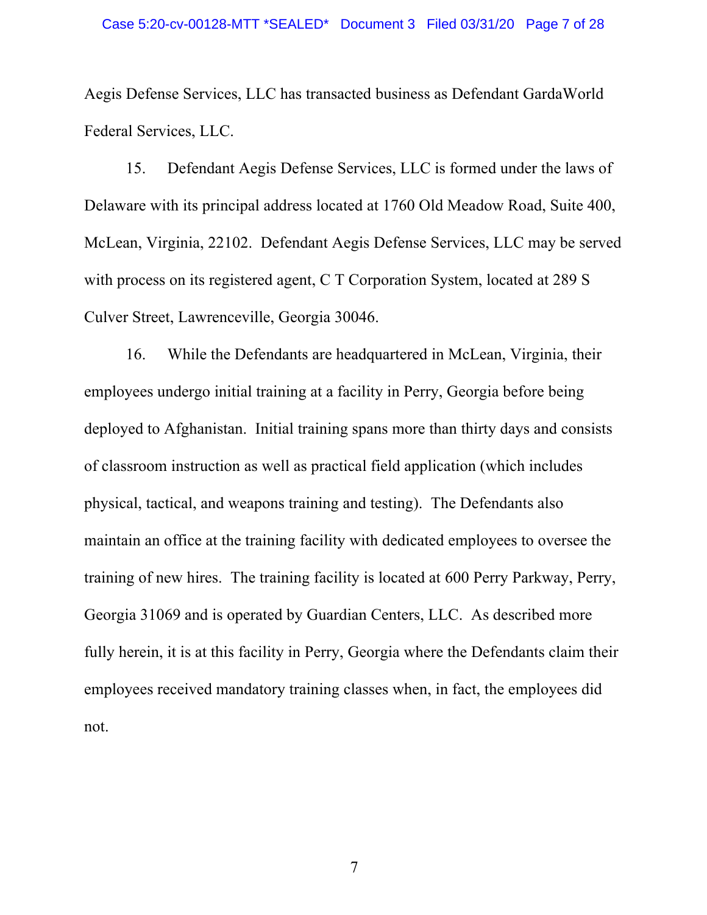Aegis Defense Services, LLC has transacted business as Defendant GardaWorld Federal Services, LLC.

15. Defendant Aegis Defense Services, LLC is formed under the laws of Delaware with its principal address located at 1760 Old Meadow Road, Suite 400, McLean, Virginia, 22102. Defendant Aegis Defense Services, LLC may be served with process on its registered agent, C T Corporation System, located at 289 S Culver Street, Lawrenceville, Georgia 30046.

16. While the Defendants are headquartered in McLean, Virginia, their employees undergo initial training at a facility in Perry, Georgia before being deployed to Afghanistan. Initial training spans more than thirty days and consists of classroom instruction as well as practical field application (which includes physical, tactical, and weapons training and testing). The Defendants also maintain an office at the training facility with dedicated employees to oversee the training of new hires. The training facility is located at 600 Perry Parkway, Perry, Georgia 31069 and is operated by Guardian Centers, LLC. As described more fully herein, it is at this facility in Perry, Georgia where the Defendants claim their employees received mandatory training classes when, in fact, the employees did not.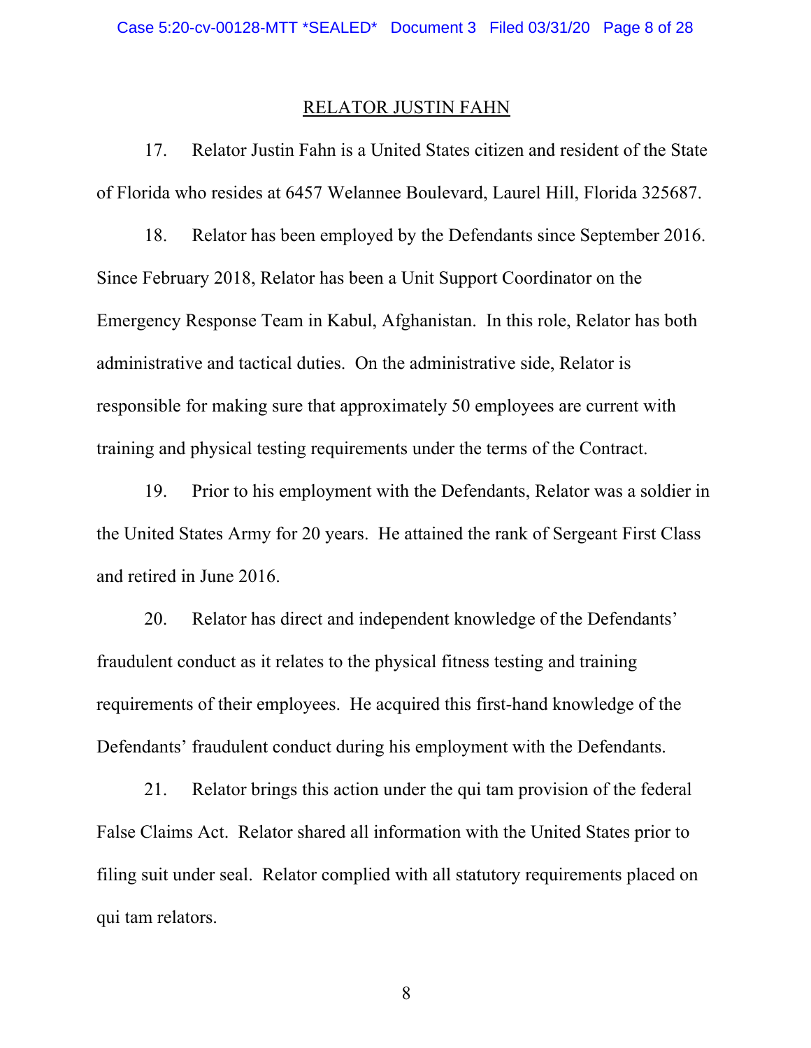## RELATOR JUSTIN FAHN

17. Relator Justin Fahn is a United States citizen and resident of the State of Florida who resides at 6457 Welannee Boulevard, Laurel Hill, Florida 325687.

18. Relator has been employed by the Defendants since September 2016. Since February 2018, Relator has been a Unit Support Coordinator on the Emergency Response Team in Kabul, Afghanistan. In this role, Relator has both administrative and tactical duties. On the administrative side, Relator is responsible for making sure that approximately 50 employees are current with training and physical testing requirements under the terms of the Contract.

19. Prior to his employment with the Defendants, Relator was a soldier in the United States Army for 20 years. He attained the rank of Sergeant First Class and retired in June 2016.

20. Relator has direct and independent knowledge of the Defendants' fraudulent conduct as it relates to the physical fitness testing and training requirements of their employees. He acquired this first-hand knowledge of the Defendants' fraudulent conduct during his employment with the Defendants.

21. Relator brings this action under the qui tam provision of the federal False Claims Act. Relator shared all information with the United States prior to filing suit under seal. Relator complied with all statutory requirements placed on qui tam relators.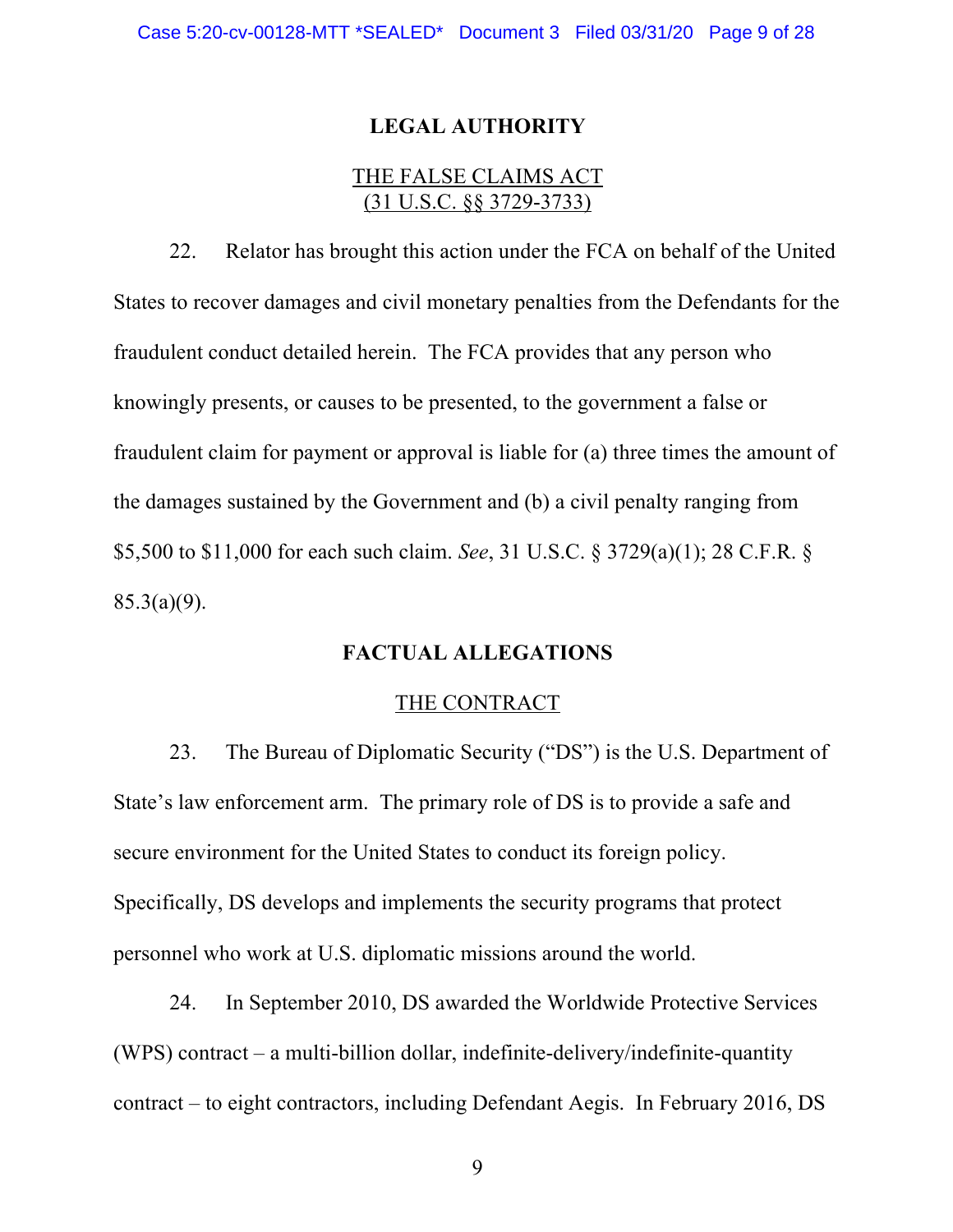## LEGAL AUTHORITY

### THE FALSE CLAIMS ACT
### (31 U.S.C. §§ 3729-3733)

22. Relator has brought this action under the FCA on behalf of the United States to recover damages and civil monetary penalties from the Defendants for the fraudulent conduct detailed herein. The FCA provides that any person who knowingly presents, or causes to be presented, to the government a false or fraudulent claim for payment or approval is liable for (a) three times the amount of the damages sustained by the Government and (b) a civil penalty ranging from \$5,500 to \$11,000 for each such claim. *See*, 31 U.S.C. § 3729(a)(1); 28 C.F.R. § 85.3(a)(9).

## FACTUAL ALLEGATIONS

### THE CONTRACT

23. The Bureau of Diplomatic Security ("DS") is the U.S. Department of State's law enforcement arm. The primary role of DS is to provide a safe and secure environment for the United States to conduct its foreign policy. Specifically, DS develops and implements the security programs that protect personnel who work at U.S. diplomatic missions around the world.

24. In September 2010, DS awarded the Worldwide Protective Services (WPS) contract – a multi-billion dollar, indefinite-delivery/indefinite-quantity contract – to eight contractors, including Defendant Aegis. In February 2016, DS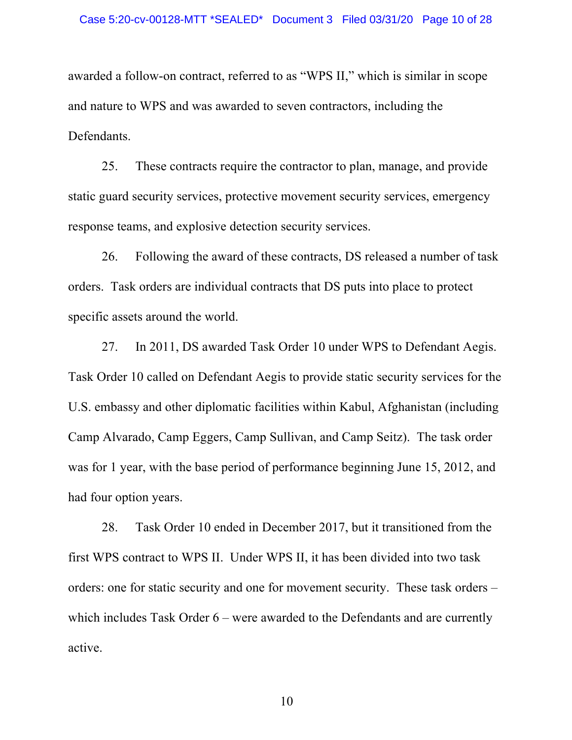awarded a follow-on contract, referred to as "WPS II," which is similar in scope and nature to WPS and was awarded to seven contractors, including the Defendants.

25. These contracts require the contractor to plan, manage, and provide static guard security services, protective movement security services, emergency response teams, and explosive detection security services.

26. Following the award of these contracts, DS released a number of task orders. Task orders are individual contracts that DS puts into place to protect specific assets around the world.

27. In 2011, DS awarded Task Order 10 under WPS to Defendant Aegis. Task Order 10 called on Defendant Aegis to provide static security services for the U.S. embassy and other diplomatic facilities within Kabul, Afghanistan (including Camp Alvarado, Camp Eggers, Camp Sullivan, and Camp Seitz). The task order was for 1 year, with the base period of performance beginning June 15, 2012, and had four option years.

28. Task Order 10 ended in December 2017, but it transitioned from the first WPS contract to WPS II. Under WPS II, it has been divided into two task orders: one for static security and one for movement security. These task orders – which includes Task Order 6 – were awarded to the Defendants and are currently active.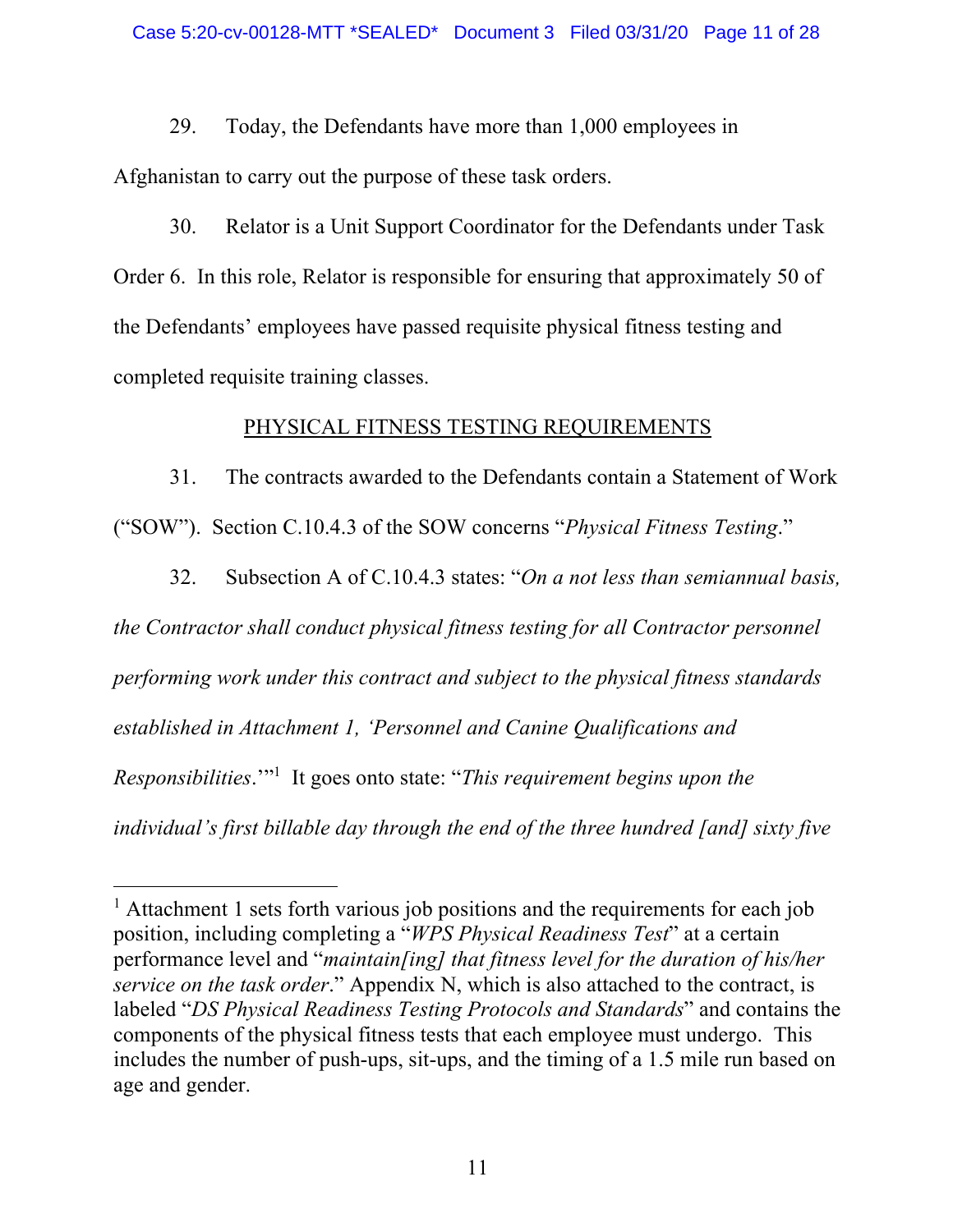29. Today, the Defendants have more than 1,000 employees in Afghanistan to carry out the purpose of these task orders.

30. Relator is a Unit Support Coordinator for the Defendants under Task Order 6. In this role, Relator is responsible for ensuring that approximately 50 of the Defendants' employees have passed requisite physical fitness testing and completed requisite training classes.

## PHYSICAL FITNESS TESTING REQUIREMENTS

31. The contracts awarded to the Defendants contain a Statement of Work ("SOW"). Section C.10.4.3 of the SOW concerns "*Physical Fitness Testing*."

32. Subsection A of C.10.4.3 states: "*On a not less than semiannual basis, the Contractor shall conduct physical fitness testing for all Contractor personnel performing work under this contract and subject to the physical fitness standards established in Attachment 1, 'Personnel and Canine Qualifications and Responsibilities*.'"[1] It goes onto state: "*This requirement begins upon the individual's first billable day through the end of the three hundred [and] sixty five*

---

[1] Attachment 1 sets forth various job positions and the requirements for each job position, including completing a "*WPS Physical Readiness Test*" at a certain performance level and "*maintain[ing] that fitness level for the duration of his/her service on the task order*." Appendix N, which is also attached to the contract, is labeled "*DS Physical Readiness Testing Protocols and Standards*" and contains the components of the physical fitness tests that each employee must undergo. This includes the number of push-ups, sit-ups, and the timing of a 1.5 mile run based on age and gender.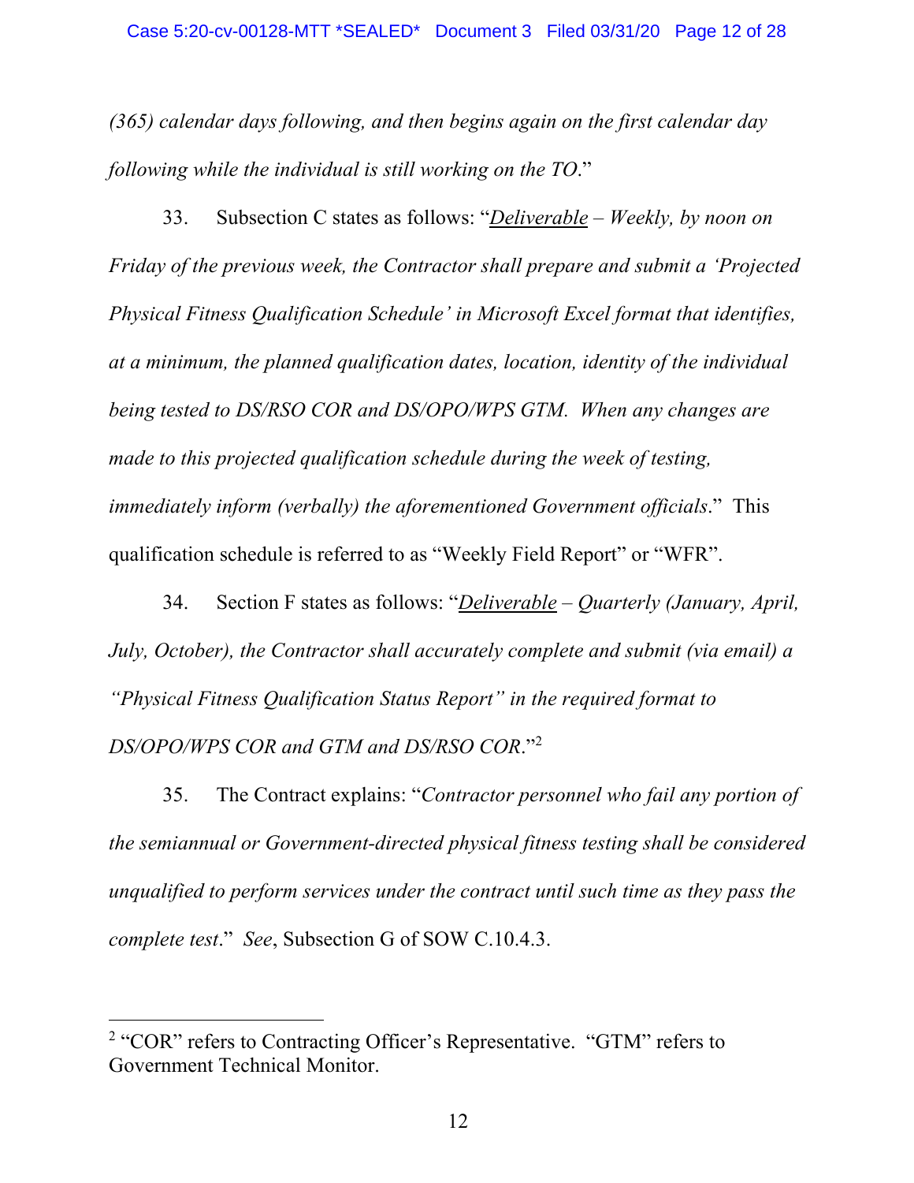*(365) calendar days following, and then begins again on the first calendar day following while the individual is still working on the TO*."

33. Subsection C states as follows: "*Deliverable – Weekly, by noon on Friday of the previous week, the Contractor shall prepare and submit a 'Projected Physical Fitness Qualification Schedule' in Microsoft Excel format that identifies, at a minimum, the planned qualification dates, location, identity of the individual being tested to DS/RSO COR and DS/OPO/WPS GTM. When any changes are made to this projected qualification schedule during the week of testing, immediately inform (verbally) the aforementioned Government officials*." This qualification schedule is referred to as "Weekly Field Report" or "WFR".

34. Section F states as follows: "*Deliverable – Quarterly (January, April, July, October), the Contractor shall accurately complete and submit (via email) a "Physical Fitness Qualification Status Report" in the required format to DS/OPO/WPS COR and GTM and DS/RSO COR*."[2]

35. The Contract explains: "*Contractor personnel who fail any portion of the semiannual or Government-directed physical fitness testing shall be considered unqualified to perform services under the contract until such time as they pass the complete test*." *See*, Subsection G of SOW C.10.4.3.

---

[2] "COR" refers to Contracting Officer's Representative. "GTM" refers to Government Technical Monitor.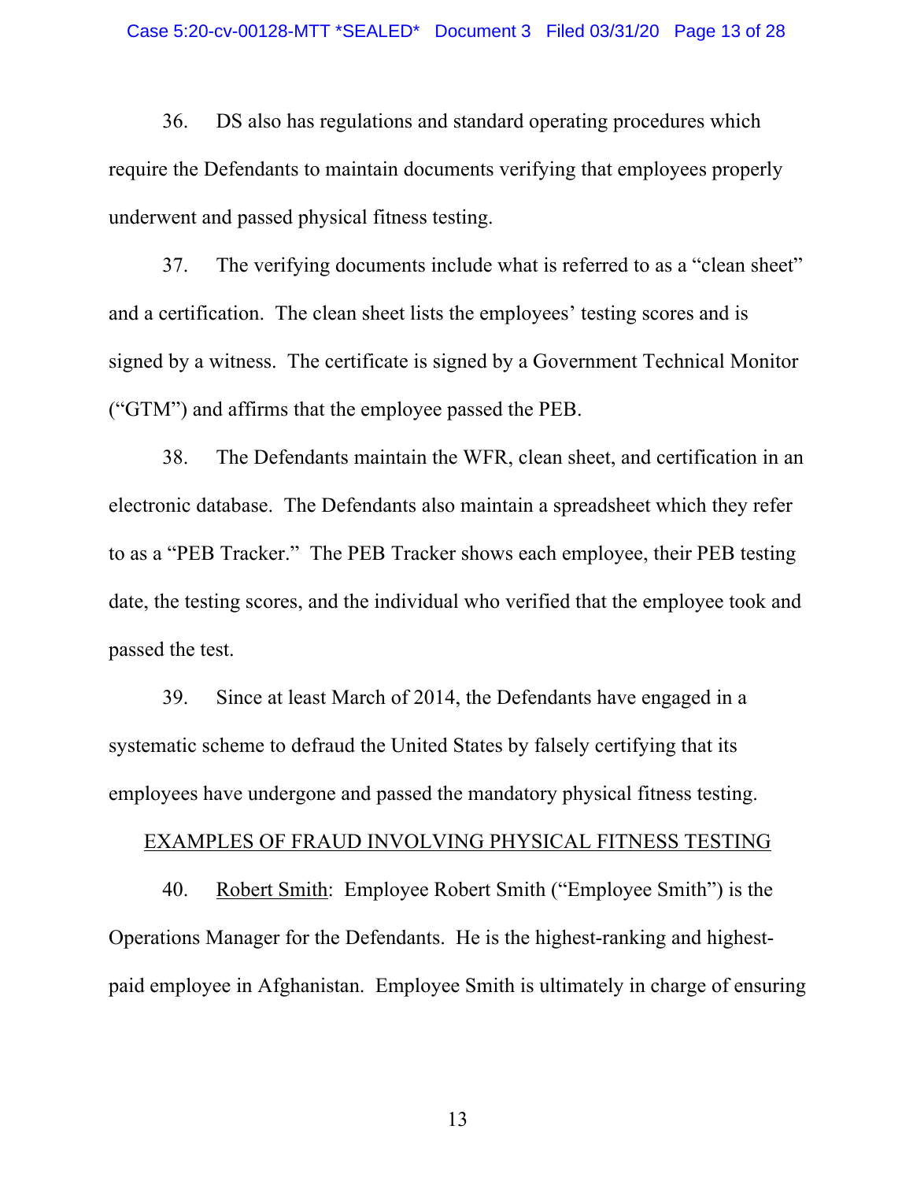36. DS also has regulations and standard operating procedures which require the Defendants to maintain documents verifying that employees properly underwent and passed physical fitness testing.

37. The verifying documents include what is referred to as a "clean sheet" and a certification. The clean sheet lists the employees' testing scores and is signed by a witness. The certificate is signed by a Government Technical Monitor ("GTM") and affirms that the employee passed the PEB.

38. The Defendants maintain the WFR, clean sheet, and certification in an electronic database. The Defendants also maintain a spreadsheet which they refer to as a "PEB Tracker." The PEB Tracker shows each employee, their PEB testing date, the testing scores, and the individual who verified that the employee took and passed the test.

39. Since at least March of 2014, the Defendants have engaged in a systematic scheme to defraud the United States by falsely certifying that its employees have undergone and passed the mandatory physical fitness testing.

<u>EXAMPLES OF FRAUD INVOLVING PHYSICAL FITNESS TESTING</u>

40. <u>Robert Smith</u>: Employee Robert Smith ("Employee Smith") is the Operations Manager for the Defendants. He is the highest-ranking and highest-paid employee in Afghanistan. Employee Smith is ultimately in charge of ensuring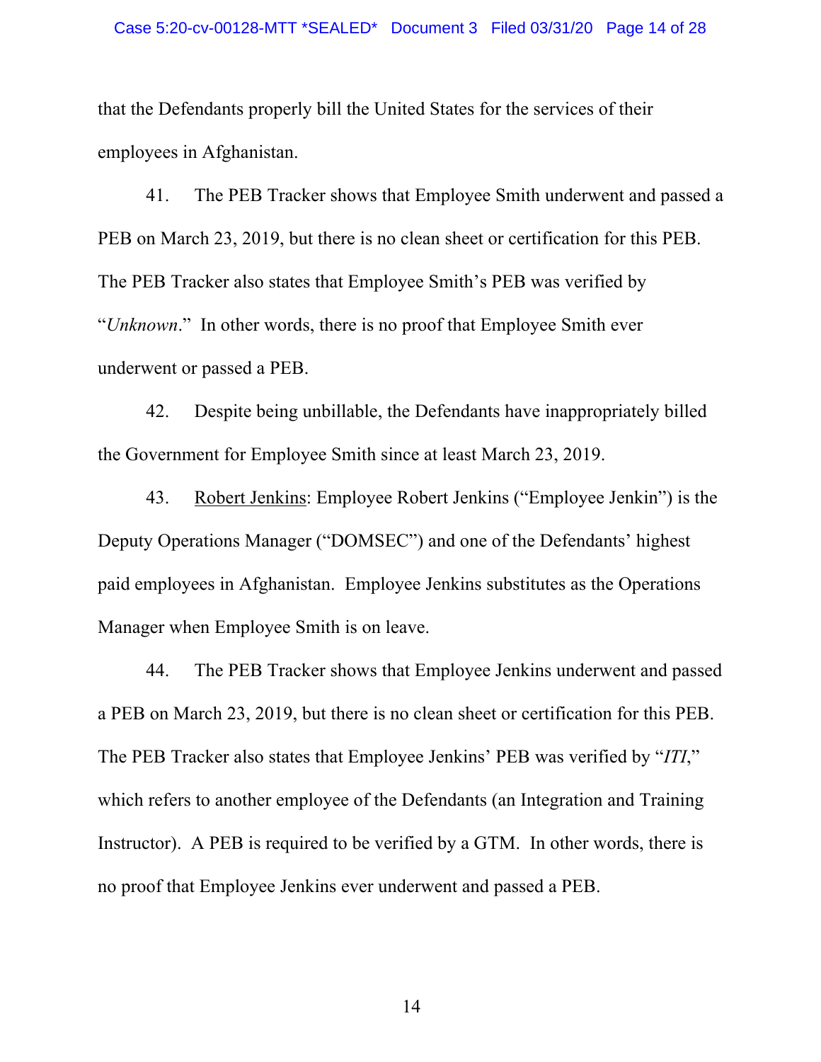that the Defendants properly bill the United States for the services of their employees in Afghanistan.

41. The PEB Tracker shows that Employee Smith underwent and passed a PEB on March 23, 2019, but there is no clean sheet or certification for this PEB. The PEB Tracker also states that Employee Smith's PEB was verified by "*Unknown*." In other words, there is no proof that Employee Smith ever underwent or passed a PEB.

42. Despite being unbillable, the Defendants have inappropriately billed the Government for Employee Smith since at least March 23, 2019.

43. <u>Robert Jenkins</u>: Employee Robert Jenkins ("Employee Jenkin") is the Deputy Operations Manager ("DOMSEC") and one of the Defendants' highest paid employees in Afghanistan. Employee Jenkins substitutes as the Operations Manager when Employee Smith is on leave.

44. The PEB Tracker shows that Employee Jenkins underwent and passed a PEB on March 23, 2019, but there is no clean sheet or certification for this PEB. The PEB Tracker also states that Employee Jenkins' PEB was verified by "*ITI*," which refers to another employee of the Defendants (an Integration and Training Instructor). A PEB is required to be verified by a GTM. In other words, there is no proof that Employee Jenkins ever underwent and passed a PEB.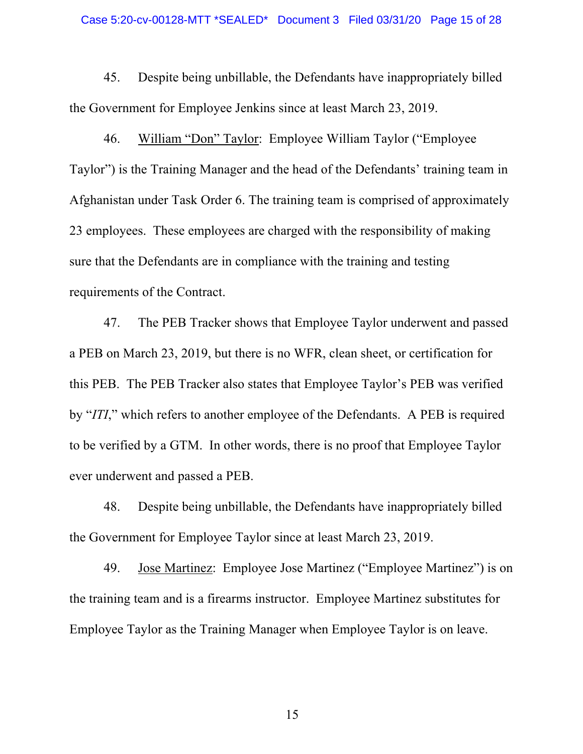45. Despite being unbillable, the Defendants have inappropriately billed the Government for Employee Jenkins since at least March 23, 2019.

46. William "Don" Taylor: Employee William Taylor ("Employee Taylor") is the Training Manager and the head of the Defendants' training team in Afghanistan under Task Order 6. The training team is comprised of approximately 23 employees. These employees are charged with the responsibility of making sure that the Defendants are in compliance with the training and testing requirements of the Contract.

47. The PEB Tracker shows that Employee Taylor underwent and passed a PEB on March 23, 2019, but there is no WFR, clean sheet, or certification for this PEB. The PEB Tracker also states that Employee Taylor's PEB was verified by "*ITI*," which refers to another employee of the Defendants. A PEB is required to be verified by a GTM. In other words, there is no proof that Employee Taylor ever underwent and passed a PEB.

48. Despite being unbillable, the Defendants have inappropriately billed the Government for Employee Taylor since at least March 23, 2019.

49. Jose Martinez: Employee Jose Martinez ("Employee Martinez") is on the training team and is a firearms instructor. Employee Martinez substitutes for Employee Taylor as the Training Manager when Employee Taylor is on leave.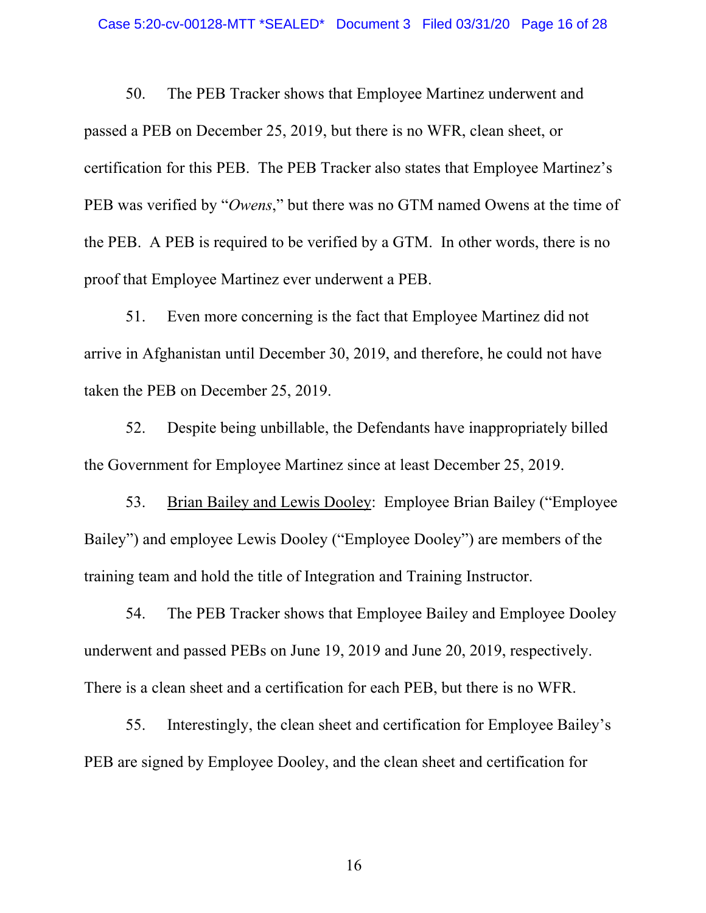50. The PEB Tracker shows that Employee Martinez underwent and passed a PEB on December 25, 2019, but there is no WFR, clean sheet, or certification for this PEB. The PEB Tracker also states that Employee Martinez's PEB was verified by "*Owens*," but there was no GTM named Owens at the time of the PEB. A PEB is required to be verified by a GTM. In other words, there is no proof that Employee Martinez ever underwent a PEB.

51. Even more concerning is the fact that Employee Martinez did not arrive in Afghanistan until December 30, 2019, and therefore, he could not have taken the PEB on December 25, 2019.

52. Despite being unbillable, the Defendants have inappropriately billed the Government for Employee Martinez since at least December 25, 2019.

53. <u>Brian Bailey and Lewis Dooley</u>: Employee Brian Bailey ("Employee Bailey") and employee Lewis Dooley ("Employee Dooley") are members of the training team and hold the title of Integration and Training Instructor.

54. The PEB Tracker shows that Employee Bailey and Employee Dooley underwent and passed PEBs on June 19, 2019 and June 20, 2019, respectively. There is a clean sheet and a certification for each PEB, but there is no WFR.

55. Interestingly, the clean sheet and certification for Employee Bailey's PEB are signed by Employee Dooley, and the clean sheet and certification for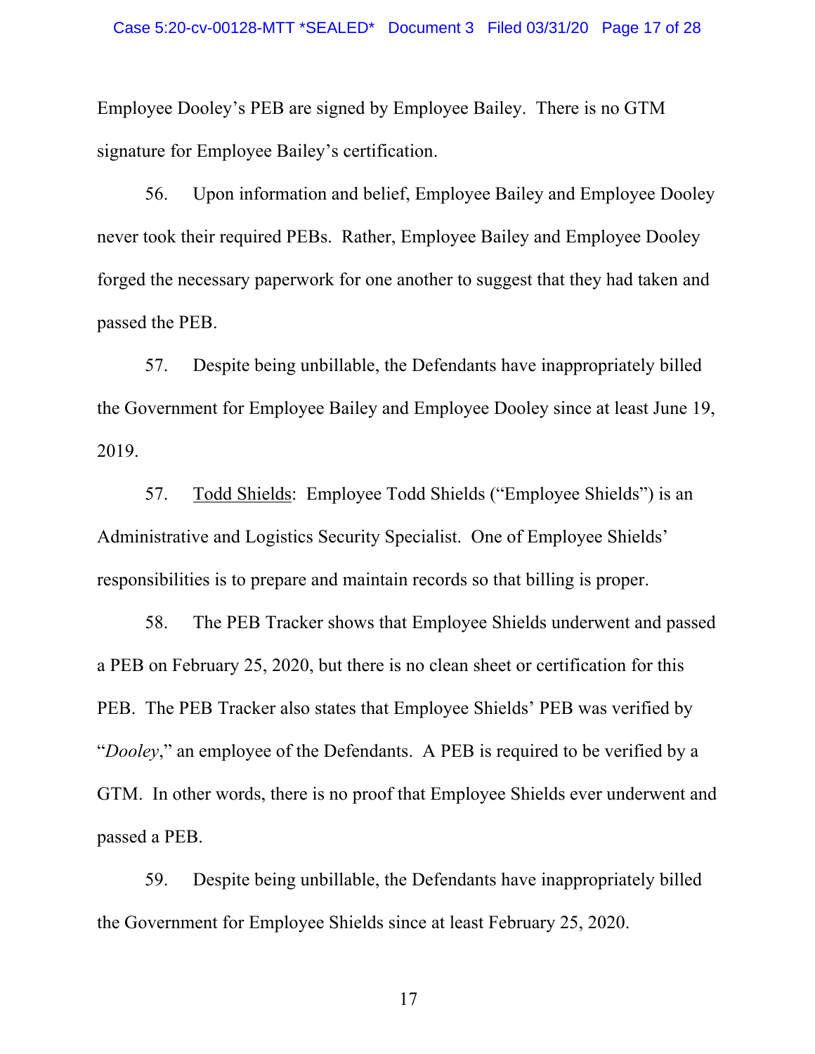Employee Dooley's PEB are signed by Employee Bailey. There is no GTM signature for Employee Bailey's certification.

56. Upon information and belief, Employee Bailey and Employee Dooley never took their required PEBs. Rather, Employee Bailey and Employee Dooley forged the necessary paperwork for one another to suggest that they had taken and passed the PEB.

57. Despite being unbillable, the Defendants have inappropriately billed the Government for Employee Bailey and Employee Dooley since at least June 19, 2019.

57. <u>Todd Shields</u>: Employee Todd Shields ("Employee Shields") is an Administrative and Logistics Security Specialist. One of Employee Shields' responsibilities is to prepare and maintain records so that billing is proper.

58. The PEB Tracker shows that Employee Shields underwent and passed a PEB on February 25, 2020, but there is no clean sheet or certification for this PEB. The PEB Tracker also states that Employee Shields' PEB was verified by "*Dooley*," an employee of the Defendants. A PEB is required to be verified by a GTM. In other words, there is no proof that Employee Shields ever underwent and passed a PEB.

59. Despite being unbillable, the Defendants have inappropriately billed the Government for Employee Shields since at least February 25, 2020.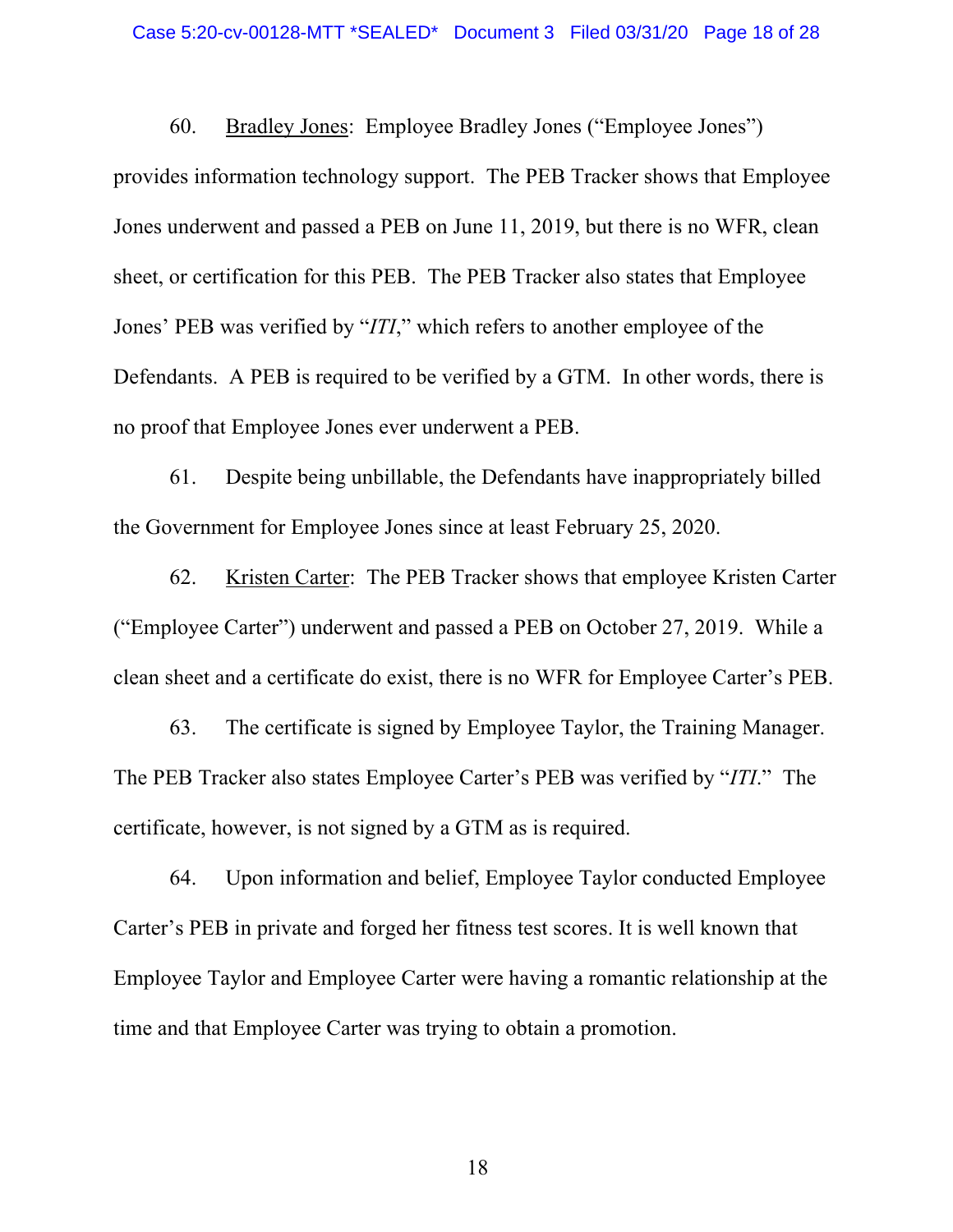60. <u>Bradley Jones</u>: Employee Bradley Jones ("Employee Jones") provides information technology support. The PEB Tracker shows that Employee Jones underwent and passed a PEB on June 11, 2019, but there is no WFR, clean sheet, or certification for this PEB. The PEB Tracker also states that Employee Jones' PEB was verified by "*ITI*," which refers to another employee of the Defendants. A PEB is required to be verified by a GTM. In other words, there is no proof that Employee Jones ever underwent a PEB.

61. Despite being unbillable, the Defendants have inappropriately billed the Government for Employee Jones since at least February 25, 2020.

62. <u>Kristen Carter</u>: The PEB Tracker shows that employee Kristen Carter ("Employee Carter") underwent and passed a PEB on October 27, 2019. While a clean sheet and a certificate do exist, there is no WFR for Employee Carter's PEB.

63. The certificate is signed by Employee Taylor, the Training Manager. The PEB Tracker also states Employee Carter's PEB was verified by "*ITI*." The certificate, however, is not signed by a GTM as is required.

64. Upon information and belief, Employee Taylor conducted Employee Carter's PEB in private and forged her fitness test scores. It is well known that Employee Taylor and Employee Carter were having a romantic relationship at the time and that Employee Carter was trying to obtain a promotion.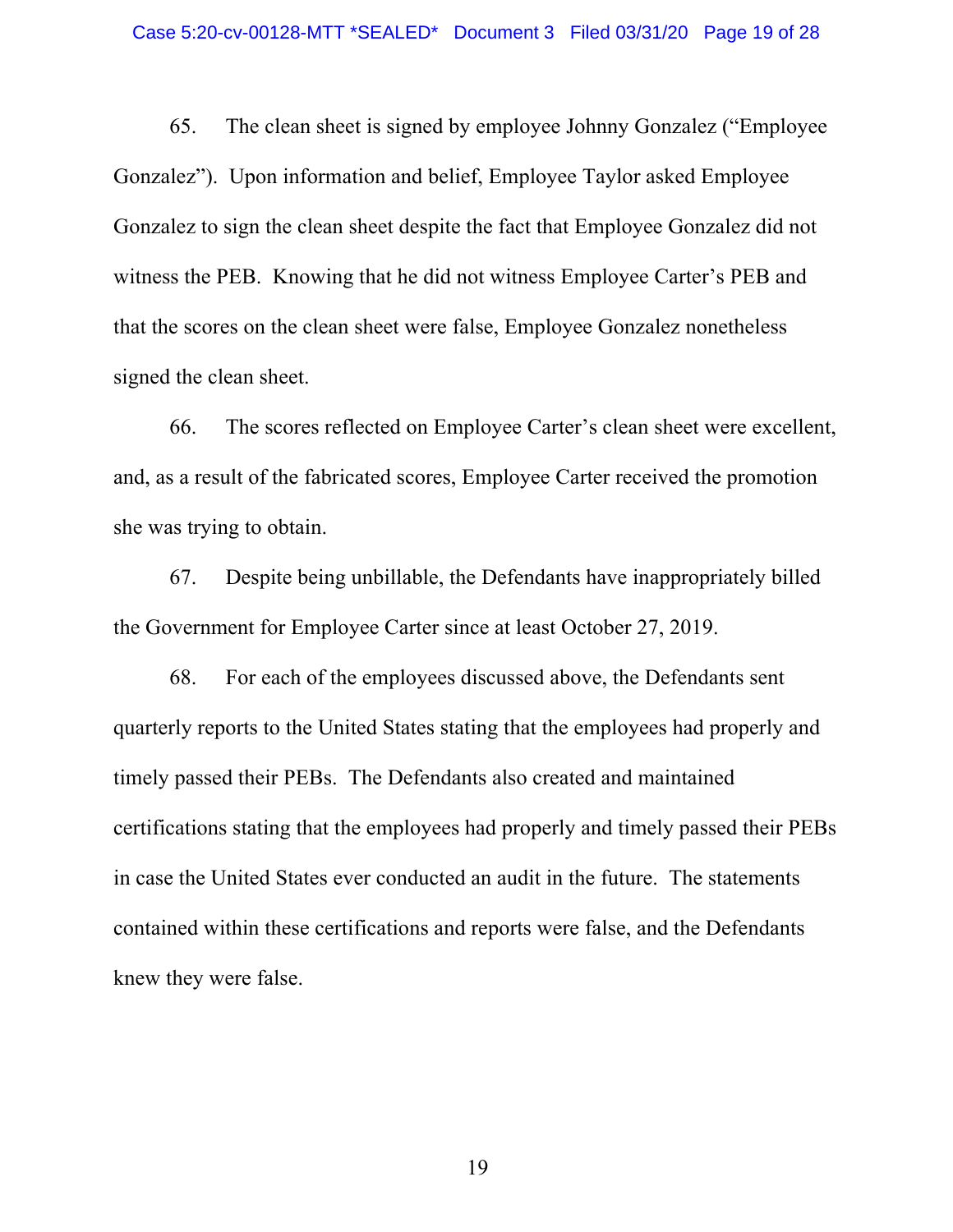65. The clean sheet is signed by employee Johnny Gonzalez ("Employee Gonzalez"). Upon information and belief, Employee Taylor asked Employee Gonzalez to sign the clean sheet despite the fact that Employee Gonzalez did not witness the PEB. Knowing that he did not witness Employee Carter's PEB and that the scores on the clean sheet were false, Employee Gonzalez nonetheless signed the clean sheet.

66. The scores reflected on Employee Carter's clean sheet were excellent, and, as a result of the fabricated scores, Employee Carter received the promotion she was trying to obtain.

67. Despite being unbillable, the Defendants have inappropriately billed the Government for Employee Carter since at least October 27, 2019.

68. For each of the employees discussed above, the Defendants sent quarterly reports to the United States stating that the employees had properly and timely passed their PEBs. The Defendants also created and maintained certifications stating that the employees had properly and timely passed their PEBs in case the United States ever conducted an audit in the future. The statements contained within these certifications and reports were false, and the Defendants knew they were false.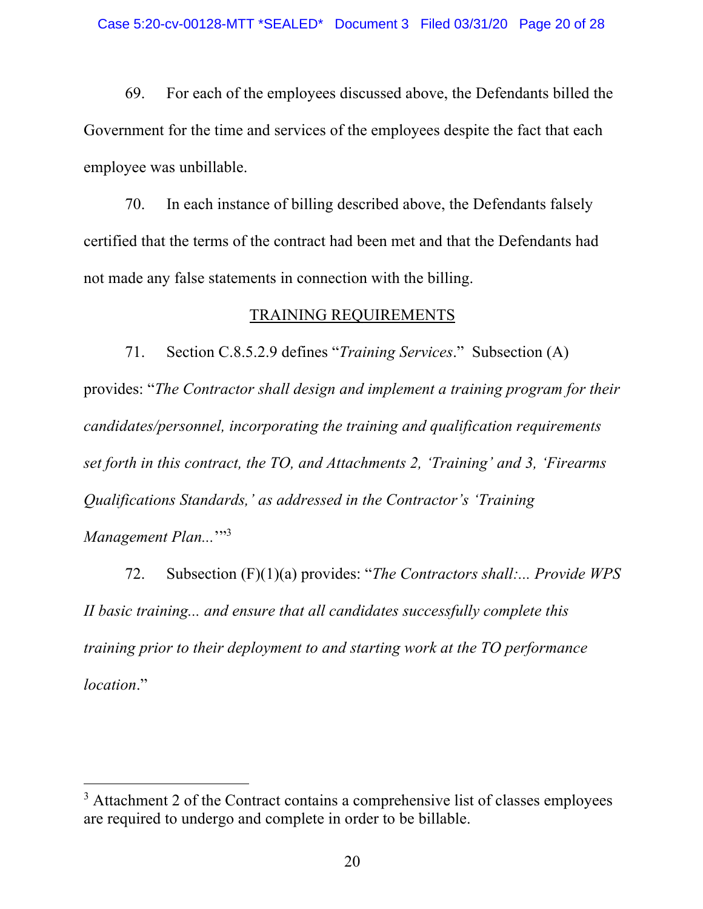69. For each of the employees discussed above, the Defendants billed the Government for the time and services of the employees despite the fact that each employee was unbillable.

70. In each instance of billing described above, the Defendants falsely certified that the terms of the contract had been met and that the Defendants had not made any false statements in connection with the billing.

## TRAINING REQUIREMENTS

71. Section C.8.5.2.9 defines "*Training Services*." Subsection (A) provides: "*The Contractor shall design and implement a training program for their candidates/personnel, incorporating the training and qualification requirements set forth in this contract, the TO, and Attachments 2, 'Training' and 3, 'Firearms Qualifications Standards,' as addressed in the Contractor's 'Training Management Plan...*'"[3]

72. Subsection (F)(1)(a) provides: "*The Contractors shall:... Provide WPS II basic training... and ensure that all candidates successfully complete this training prior to their deployment to and starting work at the TO performance location*."

---

[3] Attachment 2 of the Contract contains a comprehensive list of classes employees are required to undergo and complete in order to be billable.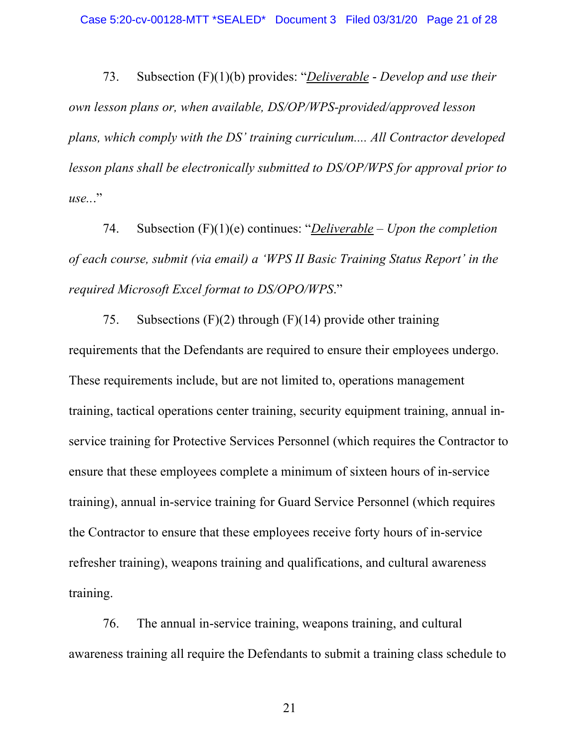73. Subsection (F)(1)(b) provides: "*Deliverable - Develop and use their own lesson plans or, when available, DS/OP/WPS-provided/approved lesson plans, which comply with the DS' training curriculum.... All Contractor developed lesson plans shall be electronically submitted to DS/OP/WPS for approval prior to use...*"

74. Subsection (F)(1)(e) continues: "*Deliverable – Upon the completion of each course, submit (via email) a 'WPS II Basic Training Status Report' in the required Microsoft Excel format to DS/OPO/WPS*."

75. Subsections (F)(2) through (F)(14) provide other training requirements that the Defendants are required to ensure their employees undergo. These requirements include, but are not limited to, operations management training, tactical operations center training, security equipment training, annual in-service training for Protective Services Personnel (which requires the Contractor to ensure that these employees complete a minimum of sixteen hours of in-service training), annual in-service training for Guard Service Personnel (which requires the Contractor to ensure that these employees receive forty hours of in-service refresher training), weapons training and qualifications, and cultural awareness training.

76. The annual in-service training, weapons training, and cultural awareness training all require the Defendants to submit a training class schedule to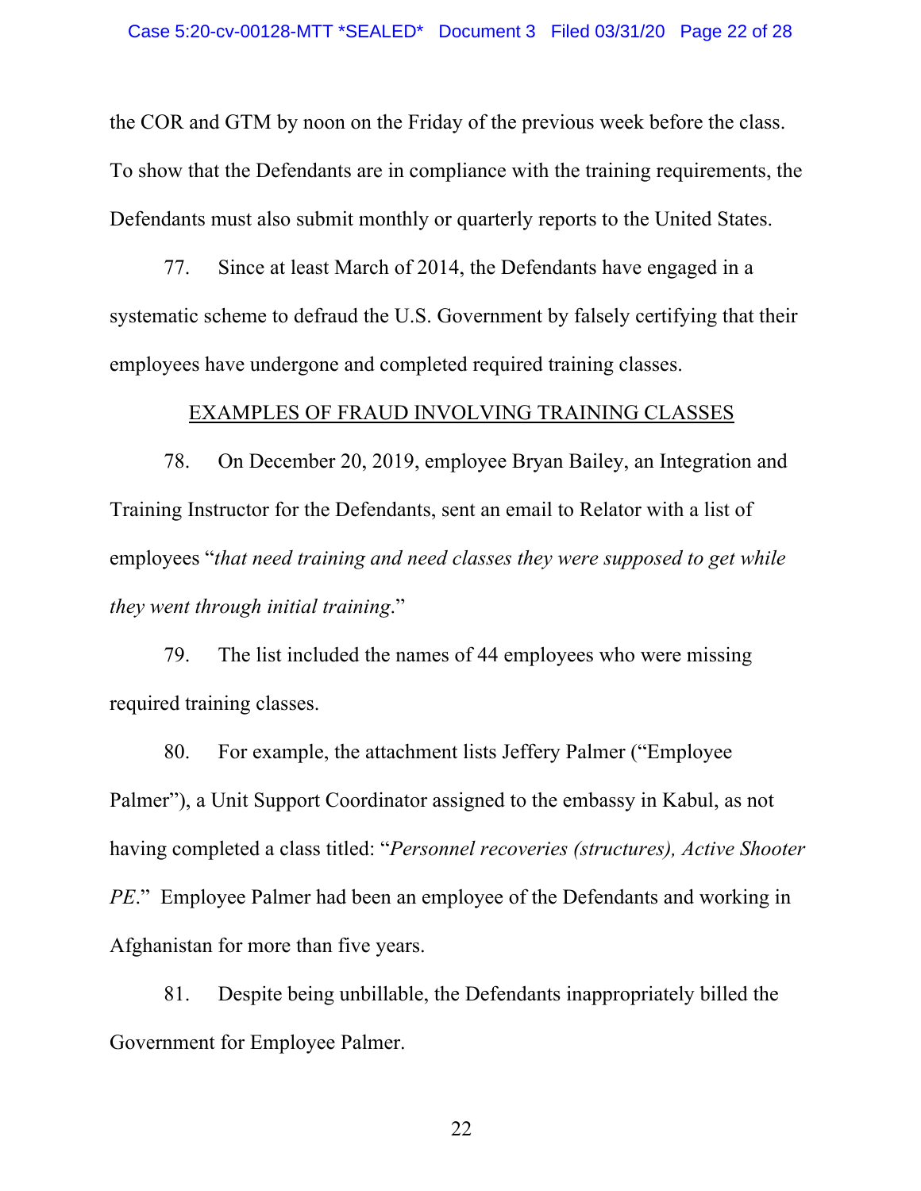the COR and GTM by noon on the Friday of the previous week before the class. To show that the Defendants are in compliance with the training requirements, the Defendants must also submit monthly or quarterly reports to the United States.

77. Since at least March of 2014, the Defendants have engaged in a systematic scheme to defraud the U.S. Government by falsely certifying that their employees have undergone and completed required training classes.

<u>EXAMPLES OF FRAUD INVOLVING TRAINING CLASSES</u>

78. On December 20, 2019, employee Bryan Bailey, an Integration and Training Instructor for the Defendants, sent an email to Relator with a list of employees "*that need training and need classes they were supposed to get while they went through initial training*."

79. The list included the names of 44 employees who were missing required training classes.

80. For example, the attachment lists Jeffery Palmer ("Employee Palmer"), a Unit Support Coordinator assigned to the embassy in Kabul, as not having completed a class titled: "*Personnel recoveries (structures), Active Shooter PE*." Employee Palmer had been an employee of the Defendants and working in Afghanistan for more than five years.

81. Despite being unbillable, the Defendants inappropriately billed the Government for Employee Palmer.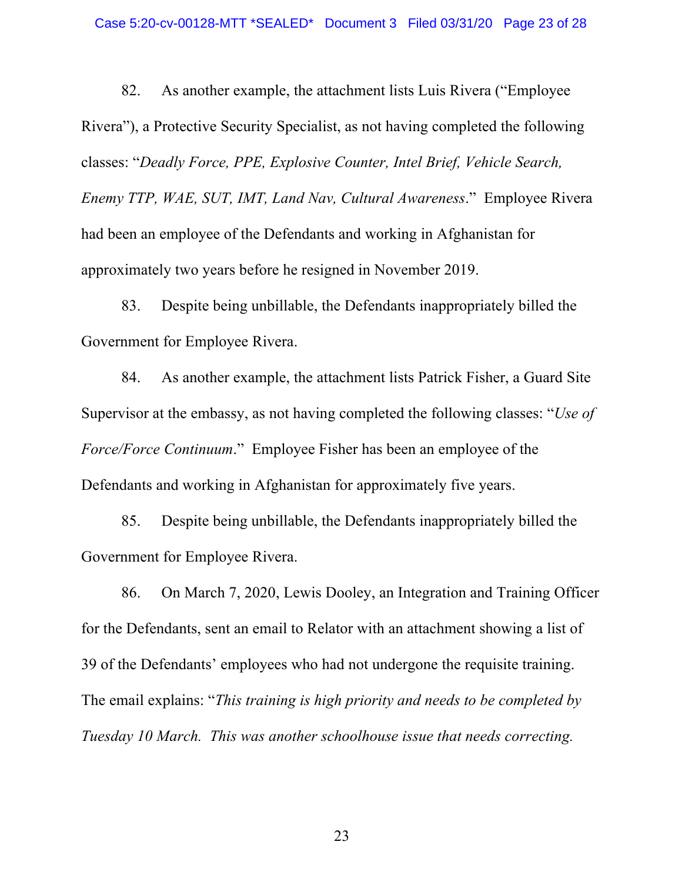82. As another example, the attachment lists Luis Rivera ("Employee Rivera"), a Protective Security Specialist, as not having completed the following classes: "*Deadly Force, PPE, Explosive Counter, Intel Brief, Vehicle Search, Enemy TTP, WAE, SUT, IMT, Land Nav, Cultural Awareness*." Employee Rivera had been an employee of the Defendants and working in Afghanistan for approximately two years before he resigned in November 2019.

83. Despite being unbillable, the Defendants inappropriately billed the Government for Employee Rivera.

84. As another example, the attachment lists Patrick Fisher, a Guard Site Supervisor at the embassy, as not having completed the following classes: "*Use of Force/Force Continuum*." Employee Fisher has been an employee of the Defendants and working in Afghanistan for approximately five years.

85. Despite being unbillable, the Defendants inappropriately billed the Government for Employee Rivera.

86. On March 7, 2020, Lewis Dooley, an Integration and Training Officer for the Defendants, sent an email to Relator with an attachment showing a list of 39 of the Defendants' employees who had not undergone the requisite training. The email explains: "*This training is high priority and needs to be completed by Tuesday 10 March. This was another schoolhouse issue that needs correcting.*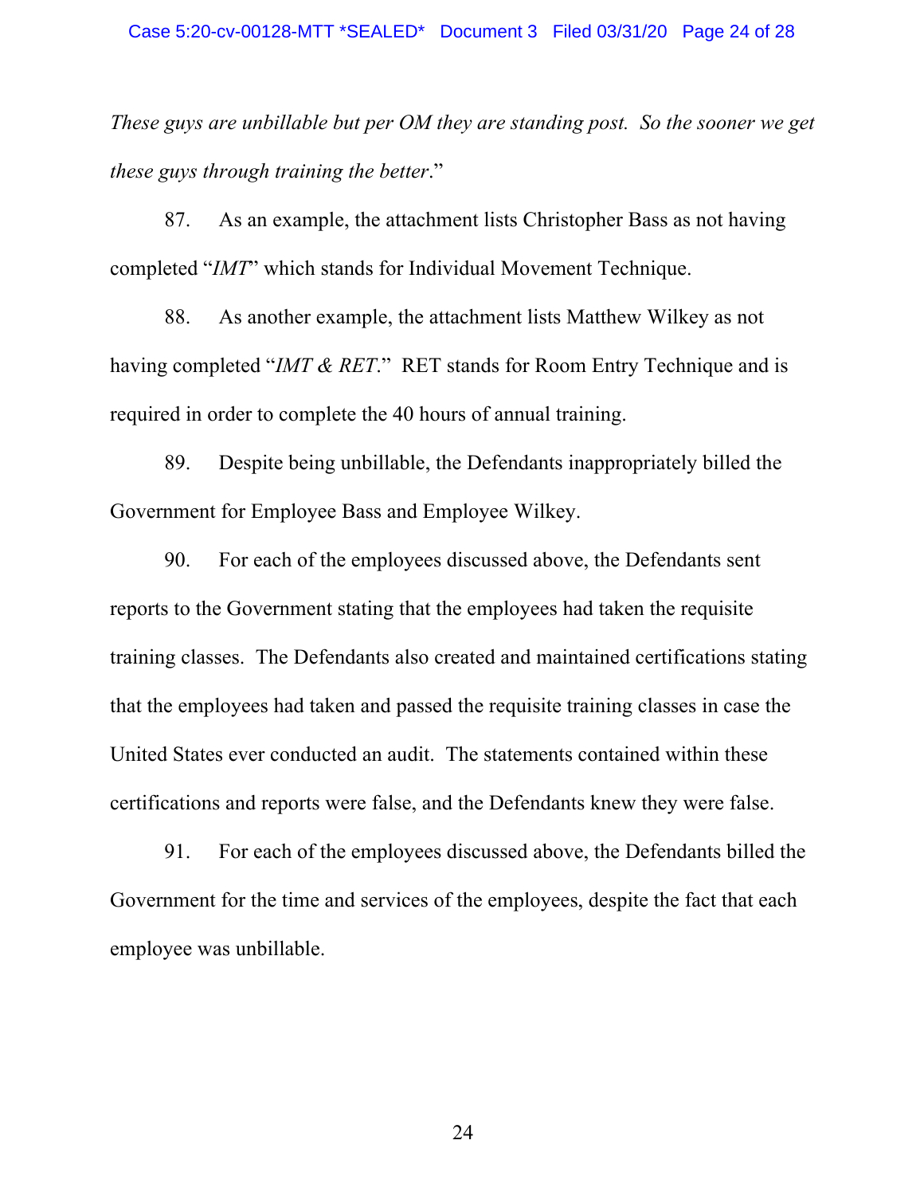*These guys are unbillable but per OM they are standing post. So the sooner we get these guys through training the better*."

87. As an example, the attachment lists Christopher Bass as not having completed "*IMT*" which stands for Individual Movement Technique.

88. As another example, the attachment lists Matthew Wilkey as not having completed "*IMT & RET*." RET stands for Room Entry Technique and is required in order to complete the 40 hours of annual training.

89. Despite being unbillable, the Defendants inappropriately billed the Government for Employee Bass and Employee Wilkey.

90. For each of the employees discussed above, the Defendants sent reports to the Government stating that the employees had taken the requisite training classes. The Defendants also created and maintained certifications stating that the employees had taken and passed the requisite training classes in case the United States ever conducted an audit. The statements contained within these certifications and reports were false, and the Defendants knew they were false.

91. For each of the employees discussed above, the Defendants billed the Government for the time and services of the employees, despite the fact that each employee was unbillable.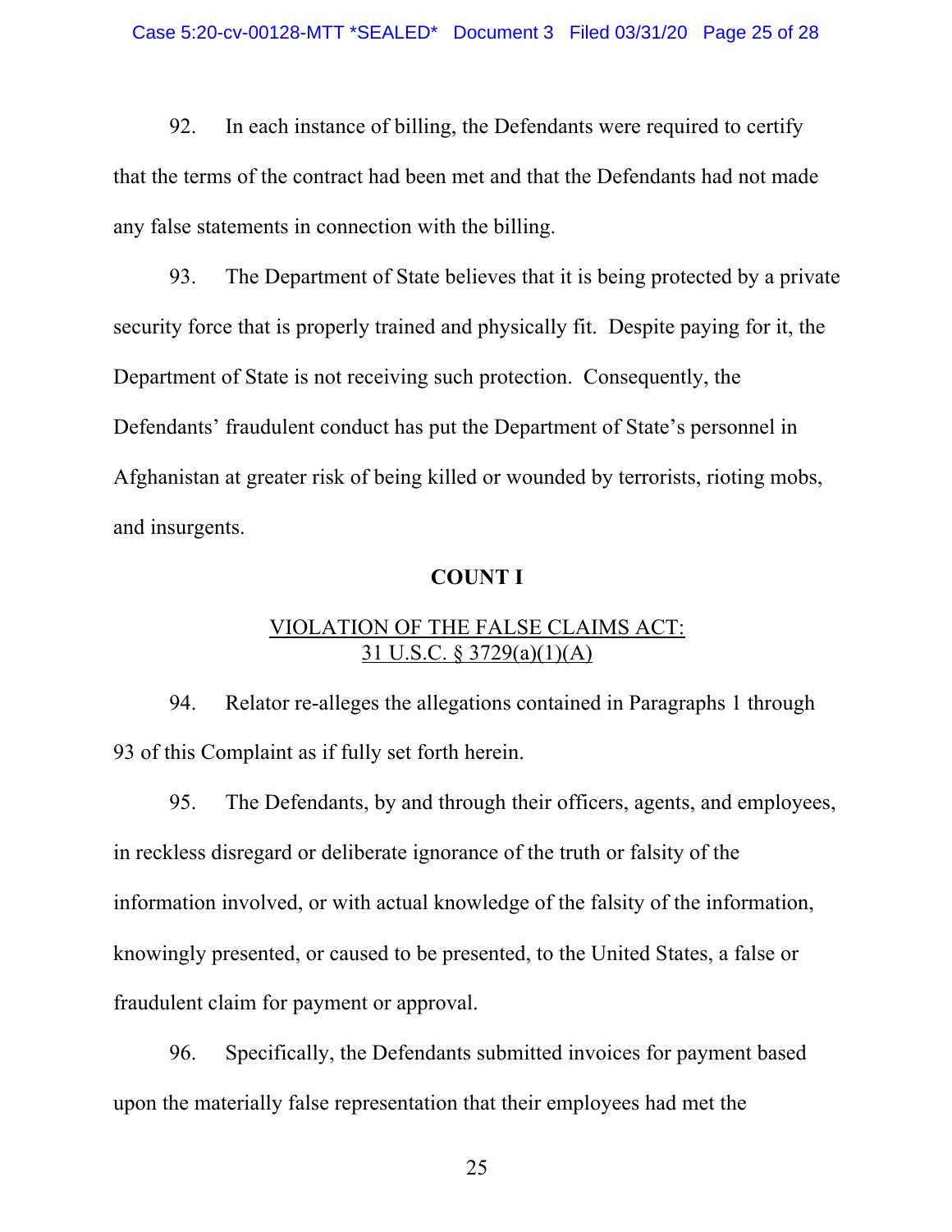92. In each instance of billing, the Defendants were required to certify that the terms of the contract had been met and that the Defendants had not made any false statements in connection with the billing.

93. The Department of State believes that it is being protected by a private security force that is properly trained and physically fit. Despite paying for it, the Department of State is not receiving such protection. Consequently, the Defendants' fraudulent conduct has put the Department of State's personnel in Afghanistan at greater risk of being killed or wounded by terrorists, rioting mobs, and insurgents.

**COUNT I**

<u>VIOLATION OF THE FALSE CLAIMS ACT:</u>
<u>31 U.S.C. § 3729(a)(1)(A)</u>

94. Relator re-alleges the allegations contained in Paragraphs 1 through 93 of this Complaint as if fully set forth herein.

95. The Defendants, by and through their officers, agents, and employees, in reckless disregard or deliberate ignorance of the truth or falsity of the information involved, or with actual knowledge of the falsity of the information, knowingly presented, or caused to be presented, to the United States, a false or fraudulent claim for payment or approval.

96. Specifically, the Defendants submitted invoices for payment based upon the materially false representation that their employees had met the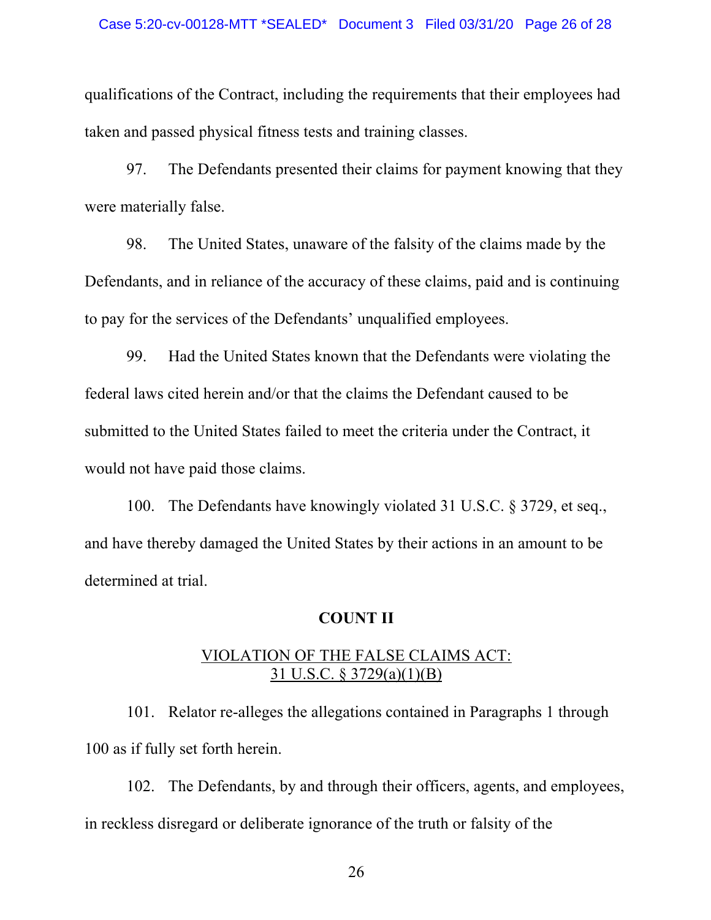qualifications of the Contract, including the requirements that their employees had taken and passed physical fitness tests and training classes.

97. The Defendants presented their claims for payment knowing that they were materially false.

98. The United States, unaware of the falsity of the claims made by the Defendants, and in reliance of the accuracy of these claims, paid and is continuing to pay for the services of the Defendants' unqualified employees.

99. Had the United States known that the Defendants were violating the federal laws cited herein and/or that the claims the Defendant caused to be submitted to the United States failed to meet the criteria under the Contract, it would not have paid those claims.

100. The Defendants have knowingly violated 31 U.S.C. § 3729, et seq., and have thereby damaged the United States by their actions in an amount to be determined at trial.

**COUNT II**

<u>VIOLATION OF THE FALSE CLAIMS ACT:</u>
<u>31 U.S.C. § 3729(a)(1)(B)</u>

101. Relator re-alleges the allegations contained in Paragraphs 1 through 100 as if fully set forth herein.

102. The Defendants, by and through their officers, agents, and employees, in reckless disregard or deliberate ignorance of the truth or falsity of the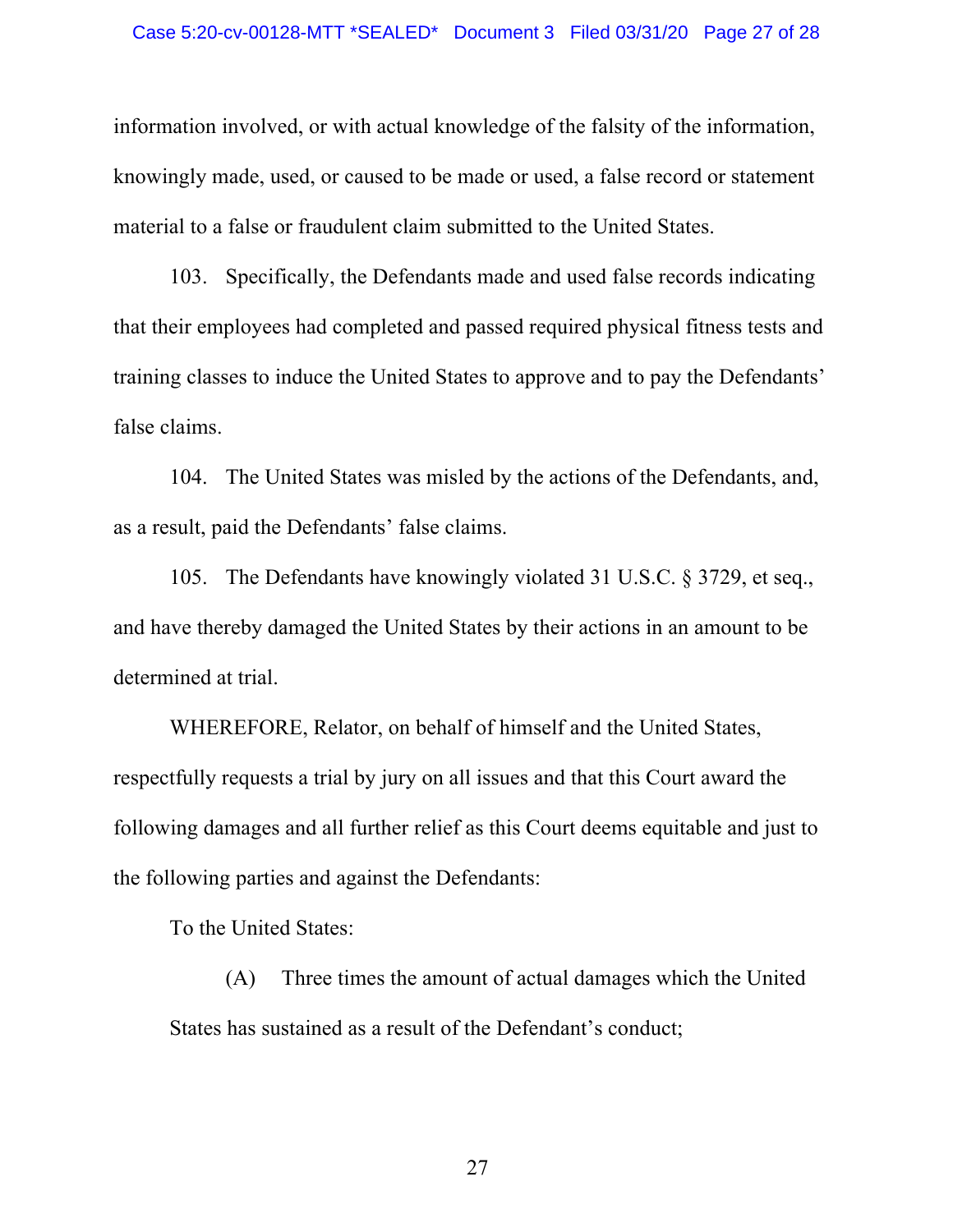information involved, or with actual knowledge of the falsity of the information, knowingly made, used, or caused to be made or used, a false record or statement material to a false or fraudulent claim submitted to the United States.

103. Specifically, the Defendants made and used false records indicating that their employees had completed and passed required physical fitness tests and training classes to induce the United States to approve and to pay the Defendants' false claims.

104. The United States was misled by the actions of the Defendants, and, as a result, paid the Defendants' false claims.

105. The Defendants have knowingly violated 31 U.S.C. § 3729, et seq., and have thereby damaged the United States by their actions in an amount to be determined at trial.

WHEREFORE, Relator, on behalf of himself and the United States, respectfully requests a trial by jury on all issues and that this Court award the following damages and all further relief as this Court deems equitable and just to the following parties and against the Defendants:

To the United States:

(A) Three times the amount of actual damages which the United States has sustained as a result of the Defendant's conduct;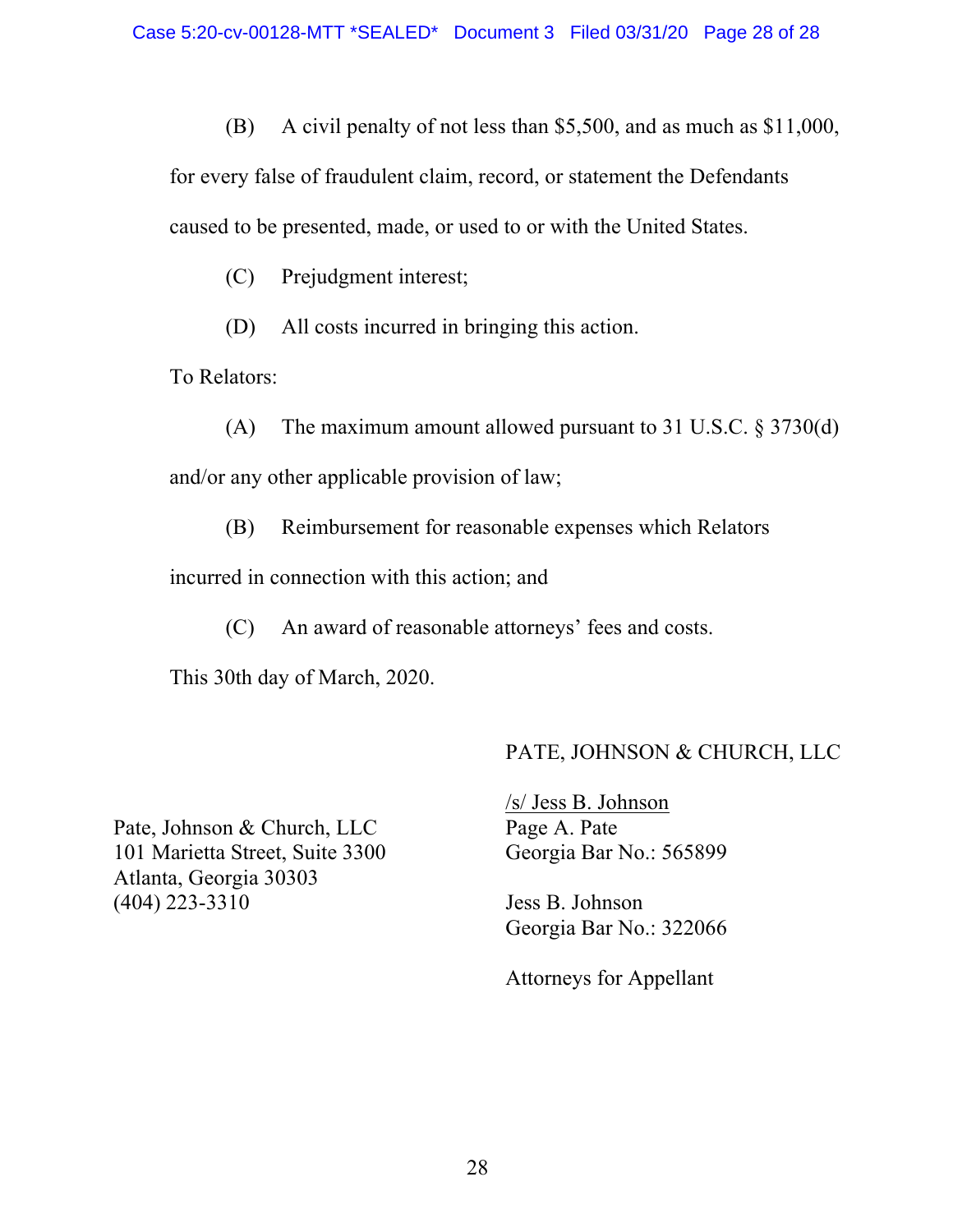(B) A civil penalty of not less than $5,500, and as much as $11,000, for every false of fraudulent claim, record, or statement the Defendants caused to be presented, made, or used to or with the United States.

(C) Prejudgment interest;

(D) All costs incurred in bringing this action.

To Relators:

(A) The maximum amount allowed pursuant to 31 U.S.C. § 3730(d) and/or any other applicable provision of law;

(B) Reimbursement for reasonable expenses which Relators incurred in connection with this action; and

(C) An award of reasonable attorneys' fees and costs.

This 30th day of March, 2020.

PATE, JOHNSON & CHURCH, LLC

/s/ Jess B. Johnson
Page A. Pate
Georgia Bar No.: 565899

Jess B. Johnson
Georgia Bar No.: 322066

Attorneys for Appellant

Pate, Johnson & Church, LLC
101 Marietta Street, Suite 3300
Atlanta, Georgia 30303
(404) 223-3310